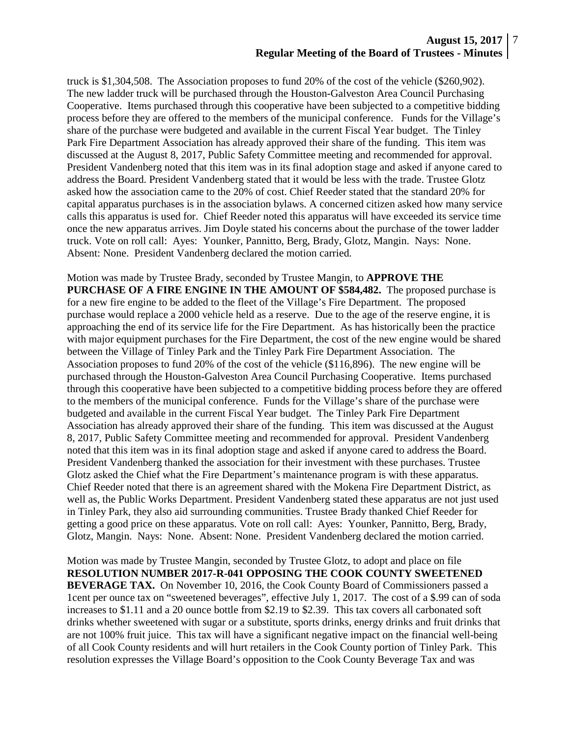truck is $1,304,508. The Association proposes to fund 20% of the cost of the vehicle ($260,902). The new ladder truck will be purchased through the Houston-Galveston Area Council Purchasing Cooperative. Items purchased through this cooperative have been subjected to a competitive bidding process before they are offered to the members of the municipal conference. Funds for the Village's share of the purchase were budgeted and available in the current Fiscal Year budget. The Tinley Park Fire Department Association has already approved their share of the funding. This item was discussed at the August 8, 2017, Public Safety Committee meeting and recommended for approval. President Vandenberg noted that this item was in its final adoption stage and asked if anyone cared to address the Board. President Vandenberg stated that it would be less with the trade. Trustee Glotz asked how the association came to the 20% of cost. Chief Reeder stated that the standard 20% for capital apparatus purchases is in the association bylaws. A concerned citizen asked how many service calls this apparatus is used for. Chief Reeder noted this apparatus will have exceeded its service time once the new apparatus arrives. Jim Doyle stated his concerns about the purchase of the tower ladder truck. Vote on roll call: Ayes: Younker, Pannitto, Berg, Brady, Glotz, Mangin. Nays: None. Absent: None. President Vandenberg declared the motion carried.

Motion was made by Trustee Brady, seconded by Trustee Mangin, to **APPROVE THE PURCHASE OF A FIRE ENGINE IN THE AMOUNT OF $584,482.** The proposed purchase is for a new fire engine to be added to the fleet of the Village's Fire Department. The proposed purchase would replace a 2000 vehicle held as a reserve. Due to the age of the reserve engine, it is approaching the end of its service life for the Fire Department. As has historically been the practice with major equipment purchases for the Fire Department, the cost of the new engine would be shared between the Village of Tinley Park and the Tinley Park Fire Department Association. The Association proposes to fund 20% of the cost of the vehicle ($116,896). The new engine will be purchased through the Houston-Galveston Area Council Purchasing Cooperative. Items purchased through this cooperative have been subjected to a competitive bidding process before they are offered to the members of the municipal conference. Funds for the Village's share of the purchase were budgeted and available in the current Fiscal Year budget. The Tinley Park Fire Department Association has already approved their share of the funding. This item was discussed at the August 8, 2017, Public Safety Committee meeting and recommended for approval. President Vandenberg noted that this item was in its final adoption stage and asked if anyone cared to address the Board. President Vandenberg thanked the association for their investment with these purchases. Trustee Glotz asked the Chief what the Fire Department's maintenance program is with these apparatus. Chief Reeder noted that there is an agreement shared with the Mokena Fire Department District, as well as, the Public Works Department. President Vandenberg stated these apparatus are not just used in Tinley Park, they also aid surrounding communities. Trustee Brady thanked Chief Reeder for getting a good price on these apparatus. Vote on roll call: Ayes: Younker, Pannitto, Berg, Brady, Glotz, Mangin. Nays: None. Absent: None. President Vandenberg declared the motion carried.

Motion was made by Trustee Mangin, seconded by Trustee Glotz, to adopt and place on file **RESOLUTION NUMBER 2017-R-041 OPPOSING THE COOK COUNTY SWEETENED BEVERAGE TAX.** On November 10, 2016, the Cook County Board of Commissioners passed a 1cent per ounce tax on "sweetened beverages", effective July 1, 2017. The cost of a $.99 can of soda increases to $1.11 and a 20 ounce bottle from $2.19 to $2.39. This tax covers all carbonated soft drinks whether sweetened with sugar or a substitute, sports drinks, energy drinks and fruit drinks that are not 100% fruit juice. This tax will have a significant negative impact on the financial well-being of all Cook County residents and will hurt retailers in the Cook County portion of Tinley Park. This resolution expresses the Village Board's opposition to the Cook County Beverage Tax and was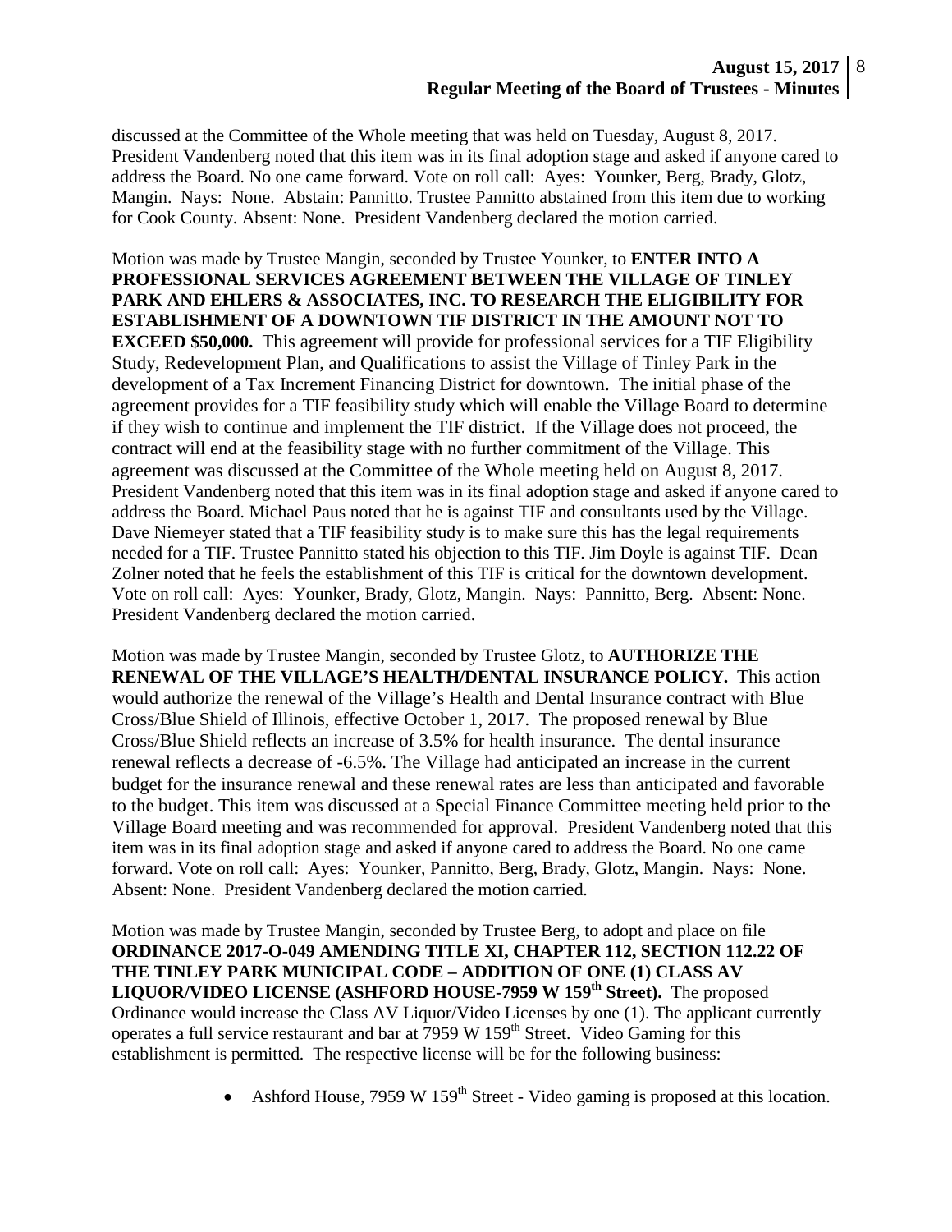discussed at the Committee of the Whole meeting that was held on Tuesday, August 8, 2017. President Vandenberg noted that this item was in its final adoption stage and asked if anyone cared to address the Board. No one came forward. Vote on roll call: Ayes: Younker, Berg, Brady, Glotz, Mangin. Nays: None. Abstain: Pannitto. Trustee Pannitto abstained from this item due to working for Cook County. Absent: None. President Vandenberg declared the motion carried.

Motion was made by Trustee Mangin, seconded by Trustee Younker, to **ENTER INTO A PROFESSIONAL SERVICES AGREEMENT BETWEEN THE VILLAGE OF TINLEY PARK AND EHLERS & ASSOCIATES, INC. TO RESEARCH THE ELIGIBILITY FOR ESTABLISHMENT OF A DOWNTOWN TIF DISTRICT IN THE AMOUNT NOT TO EXCEED $50,000.** This agreement will provide for professional services for a TIF Eligibility Study, Redevelopment Plan, and Qualifications to assist the Village of Tinley Park in the development of a Tax Increment Financing District for downtown. The initial phase of the agreement provides for a TIF feasibility study which will enable the Village Board to determine if they wish to continue and implement the TIF district. If the Village does not proceed, the contract will end at the feasibility stage with no further commitment of the Village. This agreement was discussed at the Committee of the Whole meeting held on August 8, 2017. President Vandenberg noted that this item was in its final adoption stage and asked if anyone cared to address the Board. Michael Paus noted that he is against TIF and consultants used by the Village. Dave Niemeyer stated that a TIF feasibility study is to make sure this has the legal requirements needed for a TIF. Trustee Pannitto stated his objection to this TIF. Jim Doyle is against TIF. Dean Zolner noted that he feels the establishment of this TIF is critical for the downtown development. Vote on roll call: Ayes: Younker, Brady, Glotz, Mangin. Nays: Pannitto, Berg. Absent: None. President Vandenberg declared the motion carried.

Motion was made by Trustee Mangin, seconded by Trustee Glotz, to **AUTHORIZE THE RENEWAL OF THE VILLAGE'S HEALTH/DENTAL INSURANCE POLICY.** This action would authorize the renewal of the Village's Health and Dental Insurance contract with Blue Cross/Blue Shield of Illinois, effective October 1, 2017. The proposed renewal by Blue Cross/Blue Shield reflects an increase of 3.5% for health insurance. The dental insurance renewal reflects a decrease of -6.5%. The Village had anticipated an increase in the current budget for the insurance renewal and these renewal rates are less than anticipated and favorable to the budget. This item was discussed at a Special Finance Committee meeting held prior to the Village Board meeting and was recommended for approval. President Vandenberg noted that this item was in its final adoption stage and asked if anyone cared to address the Board. No one came forward. Vote on roll call: Ayes: Younker, Pannitto, Berg, Brady, Glotz, Mangin. Nays: None. Absent: None. President Vandenberg declared the motion carried.

Motion was made by Trustee Mangin, seconded by Trustee Berg, to adopt and place on file **ORDINANCE 2017-O-049 AMENDING TITLE XI, CHAPTER 112, SECTION 112.22 OF THE TINLEY PARK MUNICIPAL CODE – ADDITION OF ONE (1) CLASS AV LIQUOR/VIDEO LICENSE (ASHFORD HOUSE-7959 W 159th Street).** The proposed Ordinance would increase the Class AV Liquor/Video Licenses by one (1). The applicant currently operates a full service restaurant and bar at 7959 W 159th Street. Video Gaming for this establishment is permitted. The respective license will be for the following business:

- Ashford House, 7959 W 159th Street - Video gaming is proposed at this location.